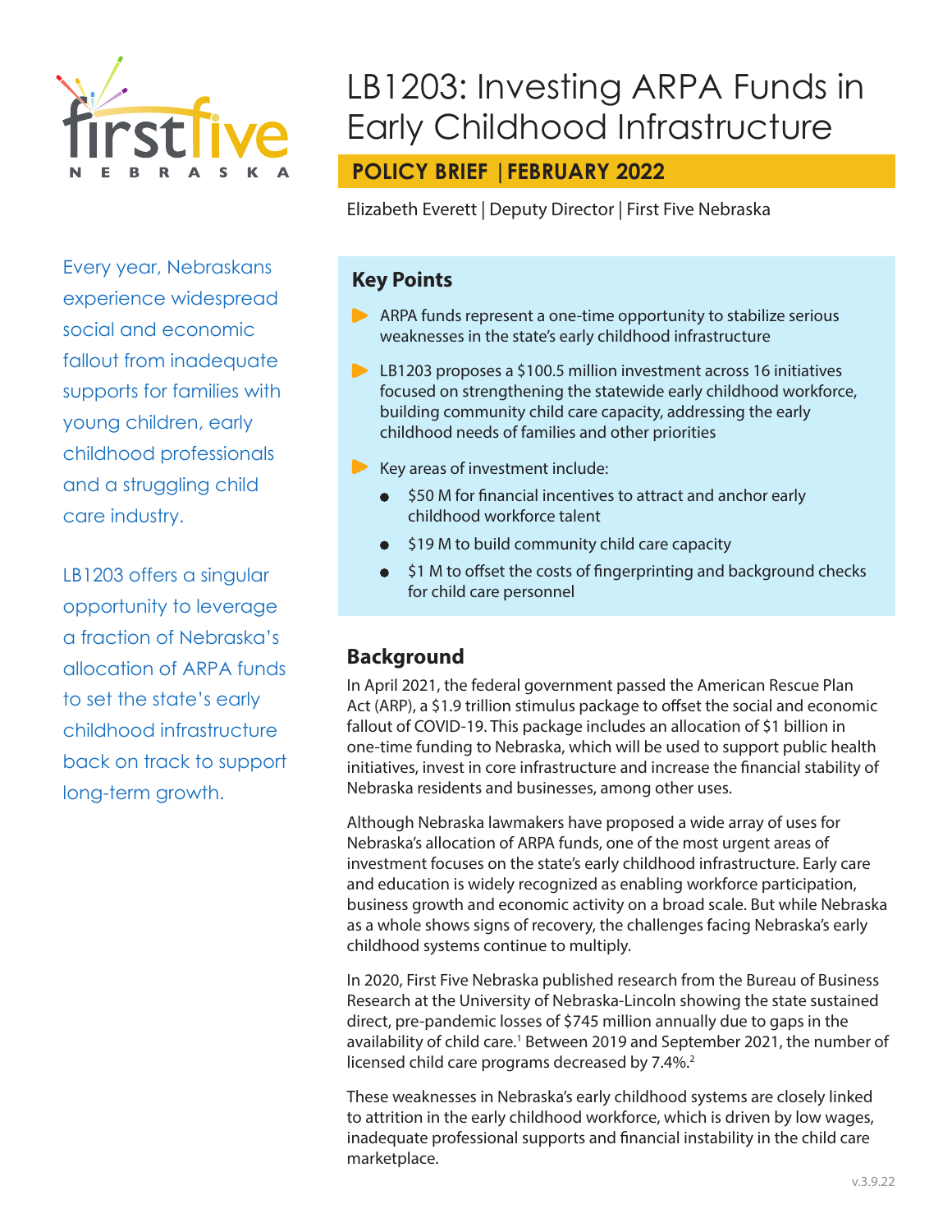# LB1203: Investing ARPA Funds in Early Childhood Infrastructure

**POLICY BRIEF | FEBRUARY 2022**

Elizabeth Everett | Deputy Director | First Five Nebraska

Every year, Nebraskans experience widespread social and economic fallout from inadequate supports for families with young children, early childhood professionals and a struggling child care industry.

LB1203 offers a singular opportunity to leverage a fraction of Nebraska's allocation of ARPA funds to set the state's early childhood infrastructure back on track to support long-term growth.

## Key Points

- ARPA funds represent a one-time opportunity to stabilize serious weaknesses in the state's early childhood infrastructure
- LB1203 proposes a $100.5 million investment across 16 initiatives focused on strengthening the statewide early childhood workforce, building community child care capacity, addressing the early childhood needs of families and other priorities
- Key areas of investment include:
  - $50 M for financial incentives to attract and anchor early childhood workforce talent
  - $19 M to build community child care capacity
  - $1 M to offset the costs of fingerprinting and background checks for child care personnel

## Background

In April 2021, the federal government passed the American Rescue Plan Act (ARP), a $1.9 trillion stimulus package to offset the social and economic fallout of COVID-19. This package includes an allocation of $1 billion in one-time funding to Nebraska, which will be used to support public health initiatives, invest in core infrastructure and increase the financial stability of Nebraska residents and businesses, among other uses.

Although Nebraska lawmakers have proposed a wide array of uses for Nebraska's allocation of ARPA funds, one of the most urgent areas of investment focuses on the state's early childhood infrastructure. Early care and education is widely recognized as enabling workforce participation, business growth and economic activity on a broad scale. But while Nebraska as a whole shows signs of recovery, the challenges facing Nebraska's early childhood systems continue to multiply.

In 2020, First Five Nebraska published research from the Bureau of Business Research at the University of Nebraska-Lincoln showing the state sustained direct, pre-pandemic losses of $745 million annually due to gaps in the availability of child care.[1] Between 2019 and September 2021, the number of licensed child care programs decreased by 7.4%.[2]

These weaknesses in Nebraska's early childhood systems are closely linked to attrition in the early childhood workforce, which is driven by low wages, inadequate professional supports and financial instability in the child care marketplace.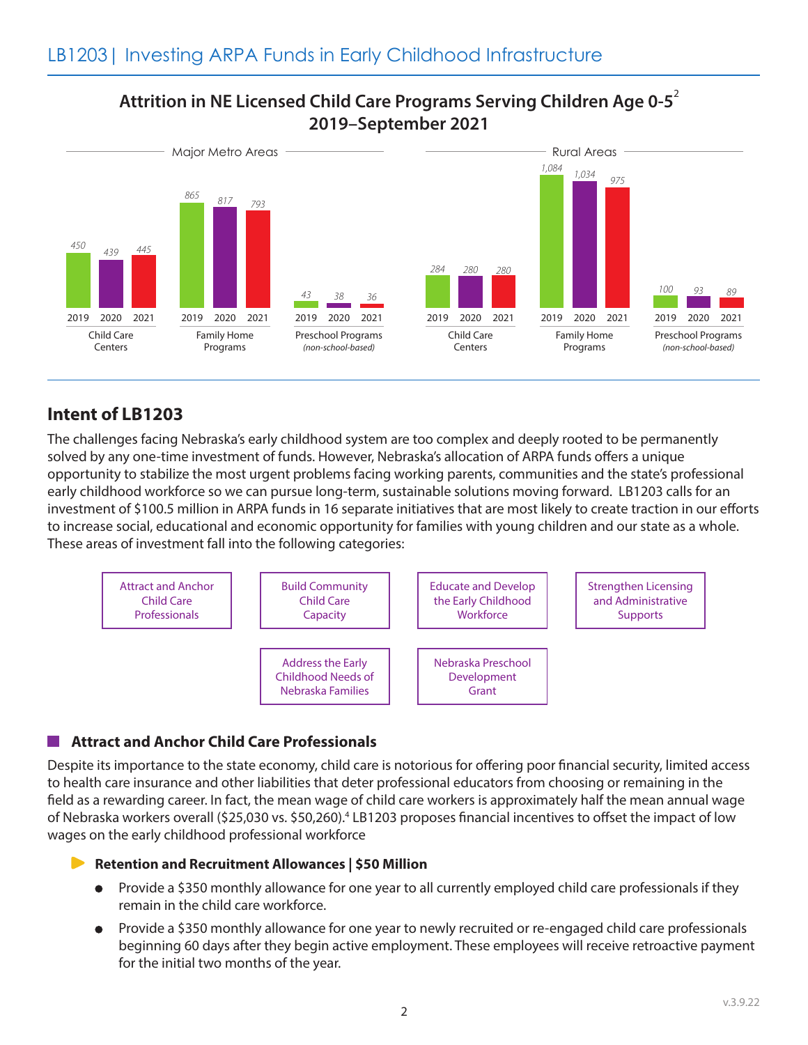## Attrition in NE Licensed Child Care Programs Serving Children Age 0-5[2]
## 2019–September 2021

| Area | Program Type | 2019 | 2020 | 2021 |
|---|---|---|---|---|
| Major Metro Areas | Child Care Centers | 450 | 439 | 445 |
| Major Metro Areas | Family Home Programs | 865 | 817 | 793 |
| Major Metro Areas | Preschool Programs *(non-school-based)* | 43 | 38 | 36 |
| Rural Areas | Child Care Centers | 284 | 280 | 280 |
| Rural Areas | Family Home Programs | 1,084 | 1,034 | 975 |
| Rural Areas | Preschool Programs *(non-school-based)* | 100 | 93 | 89 |

## Intent of LB1203

The challenges facing Nebraska's early childhood system are too complex and deeply rooted to be permanently solved by any one-time investment of funds. However, Nebraska's allocation of ARPA funds offers a unique opportunity to stabilize the most urgent problems facing working parents, communities and the state's professional early childhood workforce so we can pursue long-term, sustainable solutions moving forward. LB1203 calls for an investment of $100.5 million in ARPA funds in 16 separate initiatives that are most likely to create traction in our efforts to increase social, educational and economic opportunity for families with young children and our state as a whole. These areas of investment fall into the following categories:

- Attract and Anchor Child Care Professionals
- Build Community Child Care Capacity
- Educate and Develop the Early Childhood Workforce
- Strengthen Licensing and Administrative Supports
- Address the Early Childhood Needs of Nebraska Families
- Nebraska Preschool Development Grant

### Attract and Anchor Child Care Professionals

Despite its importance to the state economy, child care is notorious for offering poor financial security, limited access to health care insurance and other liabilities that deter professional educators from choosing or remaining in the field as a rewarding career. In fact, the mean wage of child care workers is approximately half the mean annual wage of Nebraska workers overall ($25,030 vs. $50,260).[4] LB1203 proposes financial incentives to offset the impact of low wages on the early childhood professional workforce

**Retention and Recruitment Allowances | $50 Million**

- Provide a $350 monthly allowance for one year to all currently employed child care professionals if they remain in the child care workforce.
- Provide a $350 monthly allowance for one year to newly recruited or re-engaged child care professionals beginning 60 days after they begin active employment. These employees will receive retroactive payment for the initial two months of the year.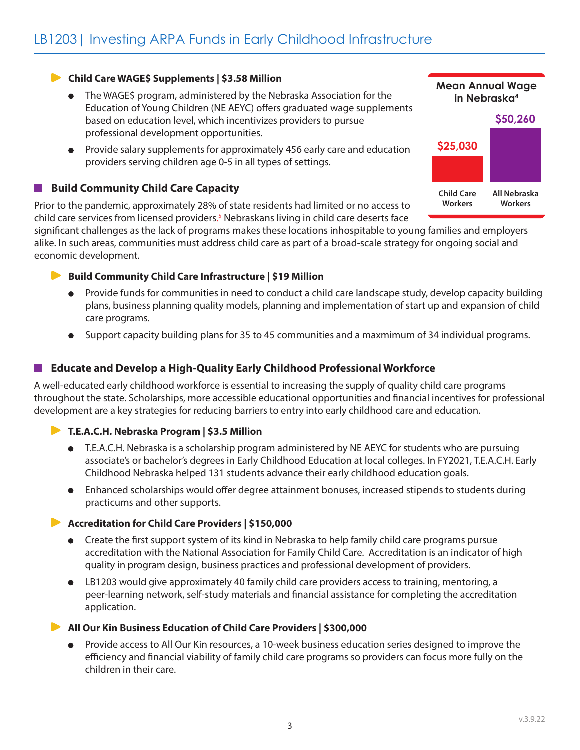- **Child Care WAGE$ Supplements | $3.58 Million**
    - The WAGE$ program, administered by the Nebraska Association for the Education of Young Children (NE AEYC) offers graduated wage supplements based on education level, which incentivizes providers to pursue professional development opportunities.
    - Provide salary supplements for approximately 456 early care and education providers serving children age 0-5 in all types of settings.

**Mean Annual Wage in Nebraska[4]**

| Child Care Workers | All Nebraska Workers |
| --- | --- |
| $25,030 | $50,260 |

## Build Community Child Care Capacity

Prior to the pandemic, approximately 28% of state residents had limited or no access to child care services from licensed providers.[5] Nebraskans living in child care deserts face significant challenges as the lack of programs makes these locations inhospitable to young families and employers alike. In such areas, communities must address child care as part of a broad-scale strategy for ongoing social and economic development.

- **Build Community Child Care Infrastructure | $19 Million**
    - Provide funds for communities in need to conduct a child care landscape study, develop capacity building plans, business planning quality models, planning and implementation of start up and expansion of child care programs.
    - Support capacity building plans for 35 to 45 communities and a maxmimum of 34 individual programs.

## Educate and Develop a High-Quality Early Childhood Professional Workforce

A well-educated early childhood workforce is essential to increasing the supply of quality child care programs throughout the state. Scholarships, more accessible educational opportunities and financial incentives for professional development are a key strategies for reducing barriers to entry into early childhood care and education.

- **T.E.A.C.H. Nebraska Program | $3.5 Million**
    - T.E.A.C.H. Nebraska is a scholarship program administered by NE AEYC for students who are pursuing associate's or bachelor's degrees in Early Childhood Education at local colleges. In FY2021, T.E.A.C.H. Early Childhood Nebraska helped 131 students advance their early childhood education goals.
    - Enhanced scholarships would offer degree attainment bonuses, increased stipends to students during practicums and other supports.
- **Accreditation for Child Care Providers | $150,000**
    - Create the first support system of its kind in Nebraska to help family child care programs pursue accreditation with the National Association for Family Child Care. Accreditation is an indicator of high quality in program design, business practices and professional development of providers.
    - LB1203 would give approximately 40 family child care providers access to training, mentoring, a peer-learning network, self-study materials and financial assistance for completing the accreditation application.
- **All Our Kin Business Education of Child Care Providers | $300,000**
    - Provide access to All Our Kin resources, a 10-week business education series designed to improve the efficiency and financial viability of family child care programs so providers can focus more fully on the children in their care.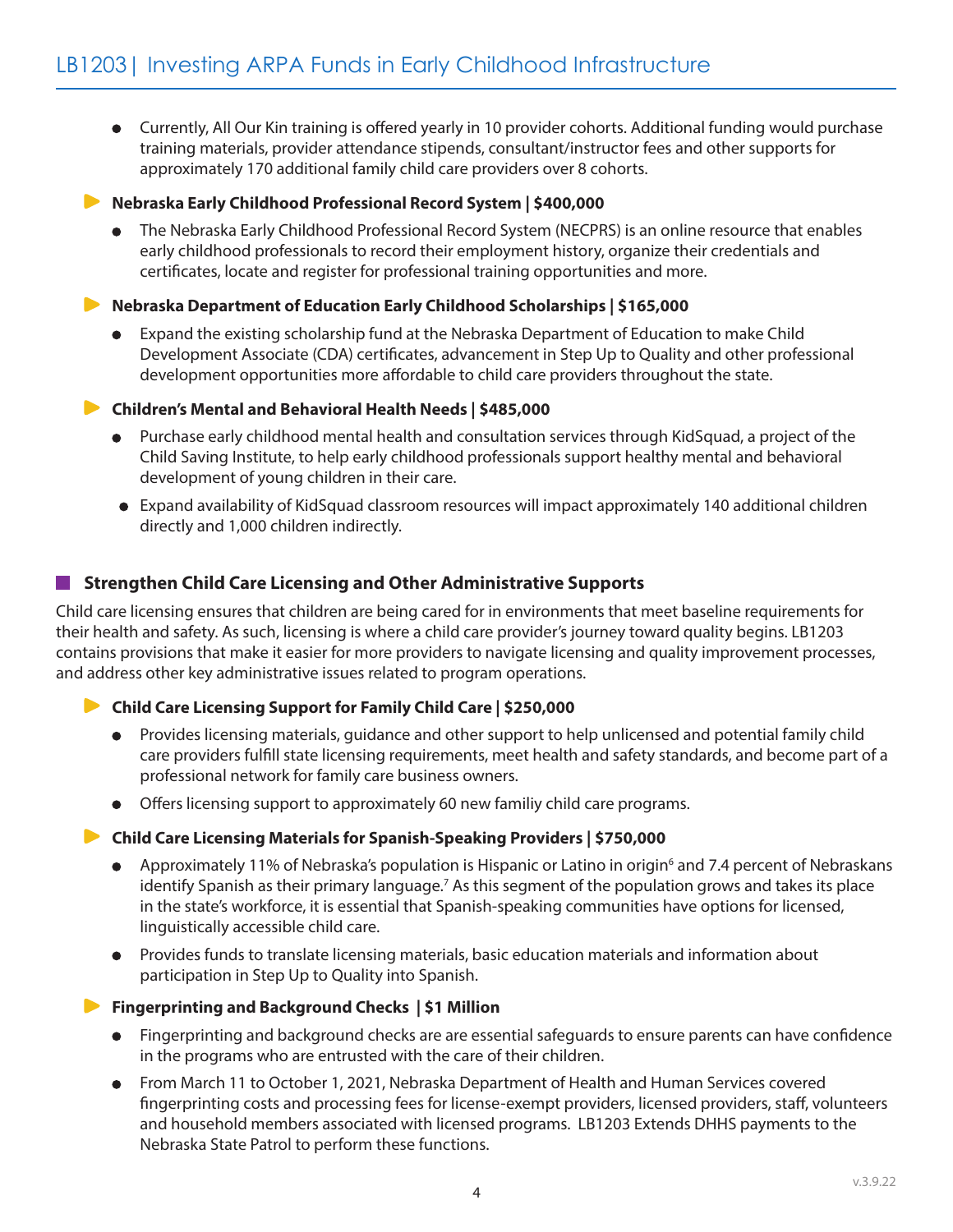- Currently, All Our Kin training is offered yearly in 10 provider cohorts. Additional funding would purchase training materials, provider attendance stipends, consultant/instructor fees and other supports for approximately 170 additional family child care providers over 8 cohorts.

### Nebraska Early Childhood Professional Record System | $400,000

- The Nebraska Early Childhood Professional Record System (NECPRS) is an online resource that enables early childhood professionals to record their employment history, organize their credentials and certificates, locate and register for professional training opportunities and more.

### Nebraska Department of Education Early Childhood Scholarships | $165,000

- Expand the existing scholarship fund at the Nebraska Department of Education to make Child Development Associate (CDA) certificates, advancement in Step Up to Quality and other professional development opportunities more affordable to child care providers throughout the state.

### Children's Mental and Behavioral Health Needs | $485,000

- Purchase early childhood mental health and consultation services through KidSquad, a project of the Child Saving Institute, to help early childhood professionals support healthy mental and behavioral development of young children in their care.
- Expand availability of KidSquad classroom resources will impact approximately 140 additional children directly and 1,000 children indirectly.

## Strengthen Child Care Licensing and Other Administrative Supports

Child care licensing ensures that children are being cared for in environments that meet baseline requirements for their health and safety. As such, licensing is where a child care provider's journey toward quality begins. LB1203 contains provisions that make it easier for more providers to navigate licensing and quality improvement processes, and address other key administrative issues related to program operations.

### Child Care Licensing Support for Family Child Care | $250,000

- Provides licensing materials, guidance and other support to help unlicensed and potential family child care providers fulfill state licensing requirements, meet health and safety standards, and become part of a professional network for family care business owners.
- Offers licensing support to approximately 60 new familiy child care programs.

### Child Care Licensing Materials for Spanish-Speaking Providers | $750,000

- Approximately 11% of Nebraska's population is Hispanic or Latino in origin[6] and 7.4 percent of Nebraskans identify Spanish as their primary language.[7] As this segment of the population grows and takes its place in the state's workforce, it is essential that Spanish-speaking communities have options for licensed, linguistically accessible child care.
- Provides funds to translate licensing materials, basic education materials and information about participation in Step Up to Quality into Spanish.

### Fingerprinting and Background Checks | $1 Million

- Fingerprinting and background checks are are essential safeguards to ensure parents can have confidence in the programs who are entrusted with the care of their children.
- From March 11 to October 1, 2021, Nebraska Department of Health and Human Services covered fingerprinting costs and processing fees for license-exempt providers, licensed providers, staff, volunteers and household members associated with licensed programs. LB1203 Extends DHHS payments to the Nebraska State Patrol to perform these functions.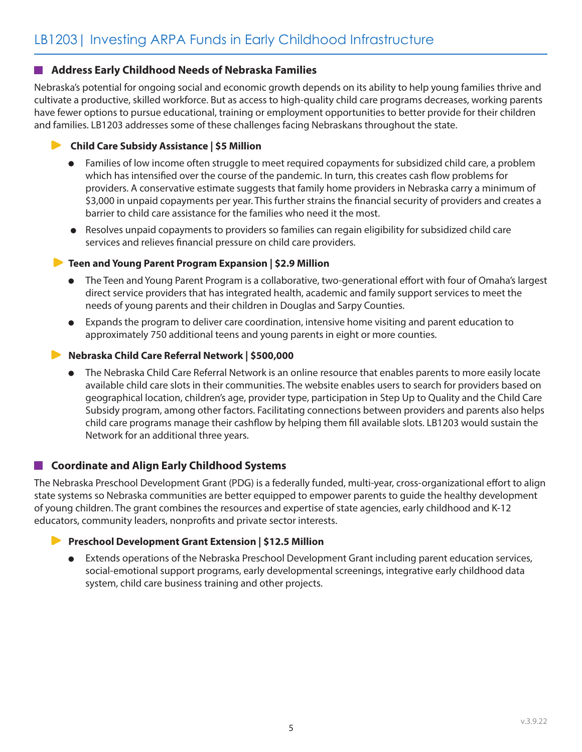# LB1203 | Investing ARPA Funds in Early Childhood Infrastructure

## Address Early Childhood Needs of Nebraska Families

Nebraska's potential for ongoing social and economic growth depends on its ability to help young families thrive and cultivate a productive, skilled workforce. But as access to high-quality child care programs decreases, working parents have fewer options to pursue educational, training or employment opportunities to better provide for their children and families. LB1203 addresses some of these challenges facing Nebraskans throughout the state.

### Child Care Subsidy Assistance | $5 Million

- Families of low income often struggle to meet required copayments for subsidized child care, a problem which has intensified over the course of the pandemic. In turn, this creates cash flow problems for providers. A conservative estimate suggests that family home providers in Nebraska carry a minimum of $3,000 in unpaid copayments per year. This further strains the financial security of providers and creates a barrier to child care assistance for the families who need it the most.
- Resolves unpaid copayments to providers so families can regain eligibility for subsidized child care services and relieves financial pressure on child care providers.

### Teen and Young Parent Program Expansion | $2.9 Million

- The Teen and Young Parent Program is a collaborative, two-generational effort with four of Omaha's largest direct service providers that has integrated health, academic and family support services to meet the needs of young parents and their children in Douglas and Sarpy Counties.
- Expands the program to deliver care coordination, intensive home visiting and parent education to approximately 750 additional teens and young parents in eight or more counties.

### Nebraska Child Care Referral Network | $500,000

- The Nebraska Child Care Referral Network is an online resource that enables parents to more easily locate available child care slots in their communities. The website enables users to search for providers based on geographical location, children's age, provider type, participation in Step Up to Quality and the Child Care Subsidy program, among other factors. Facilitating connections between providers and parents also helps child care programs manage their cashflow by helping them fill available slots. LB1203 would sustain the Network for an additional three years.

## Coordinate and Align Early Childhood Systems

The Nebraska Preschool Development Grant (PDG) is a federally funded, multi-year, cross-organizational effort to align state systems so Nebraska communities are better equipped to empower parents to guide the healthy development of young children. The grant combines the resources and expertise of state agencies, early childhood and K-12 educators, community leaders, nonprofits and private sector interests.

### Preschool Development Grant Extension | $12.5 Million

- Extends operations of the Nebraska Preschool Development Grant including parent education services, social-emotional support programs, early developmental screenings, integrative early childhood data system, child care business training and other projects.

v.3.9.22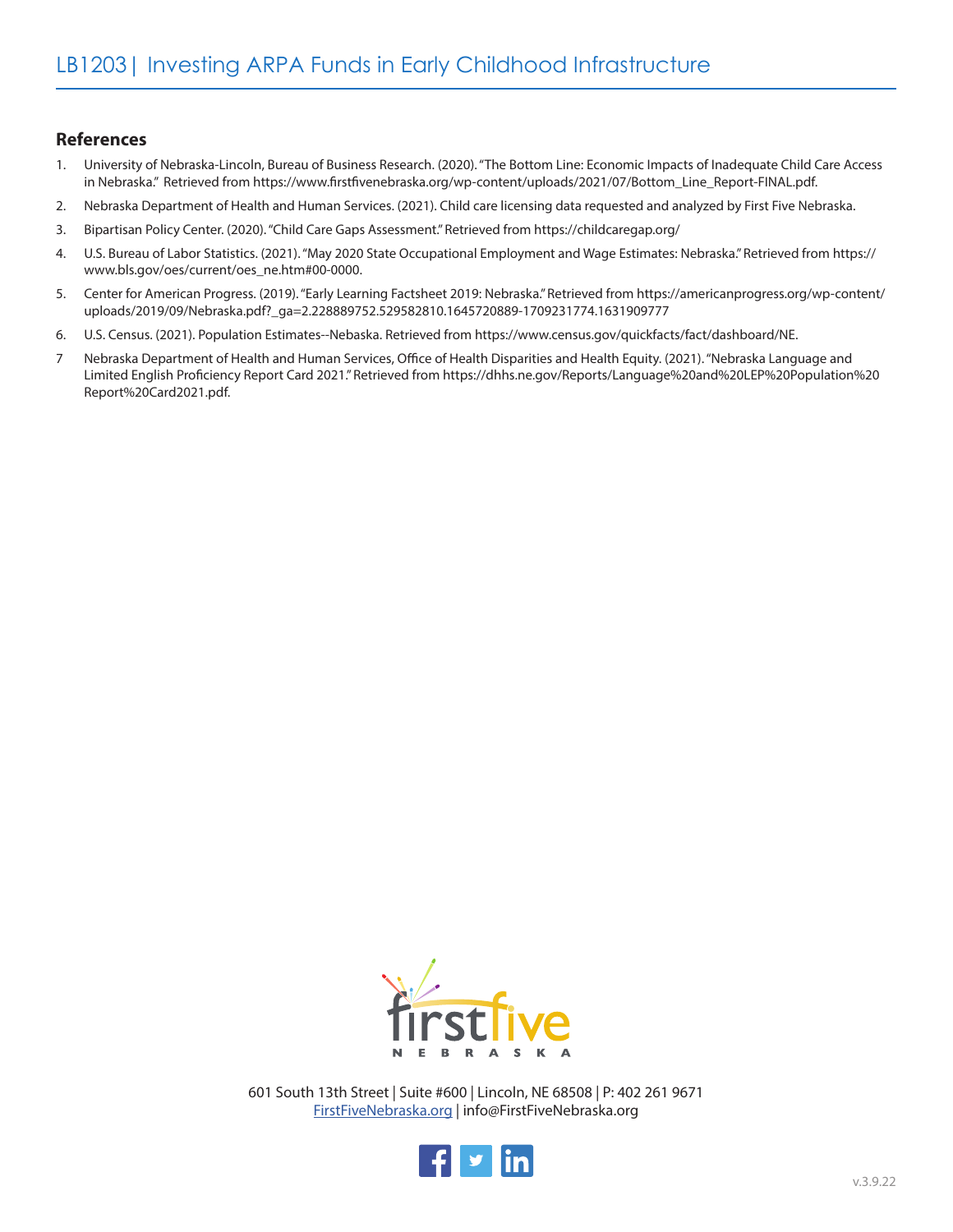## References

1. University of Nebraska-Lincoln, Bureau of Business Research. (2020). "The Bottom Line: Economic Impacts of Inadequate Child Care Access in Nebraska." Retrieved from https://www.firstfivenebraska.org/wp-content/uploads/2021/07/Bottom_Line_Report-FINAL.pdf.
2. Nebraska Department of Health and Human Services. (2021). Child care licensing data requested and analyzed by First Five Nebraska.
3. Bipartisan Policy Center. (2020). "Child Care Gaps Assessment." Retrieved from https://childcaregap.org/
4. U.S. Bureau of Labor Statistics. (2021). "May 2020 State Occupational Employment and Wage Estimates: Nebraska." Retrieved from https://www.bls.gov/oes/current/oes_ne.htm#00-0000.
5. Center for American Progress. (2019). "Early Learning Factsheet 2019: Nebraska." Retrieved from https://americanprogress.org/wp-content/uploads/2019/09/Nebraska.pdf?_ga=2.228889752.529582810.1645720889-1709231774.1631909777
6. U.S. Census. (2021). Population Estimates--Nebaska. Retrieved from https://www.census.gov/quickfacts/fact/dashboard/NE.
7. Nebraska Department of Health and Human Services, Office of Health Disparities and Health Equity. (2021). "Nebraska Language and Limited English Proficiency Report Card 2021." Retrieved from https://dhhs.ne.gov/Reports/Language%20and%20LEP%20Population%20Report%20Card2021.pdf.

firstfive NEBRASKA

601 South 13th Street | Suite #600 | Lincoln, NE 68508 | P: 402 261 9671
FirstFiveNebraska.org | info@FirstFiveNebraska.org

v.3.9.22